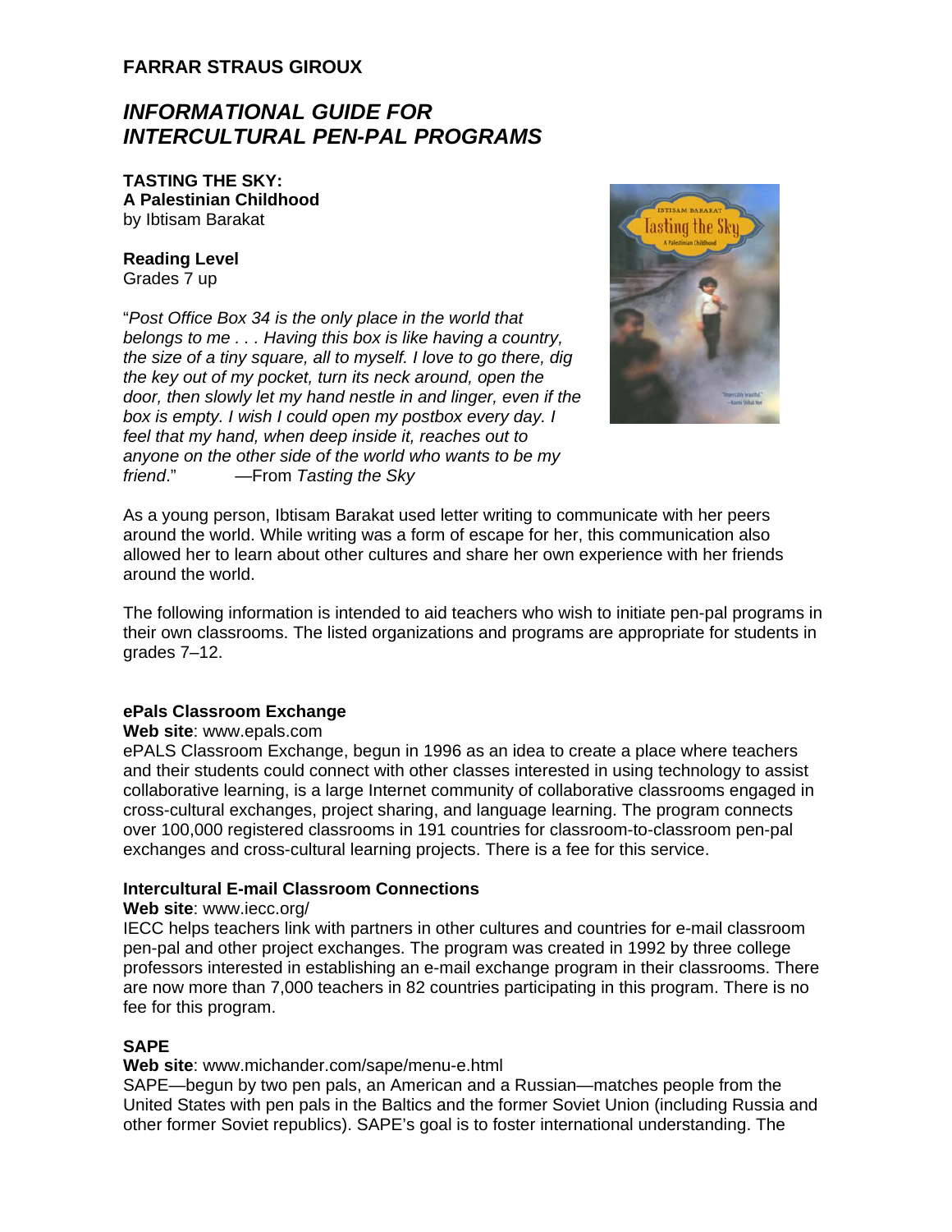**FARRAR STRAUS GIROUX**

# *INFORMATIONAL GUIDE FOR INTERCULTURAL PEN-PAL PROGRAMS*

**TASTING THE SKY:**
**A Palestinian Childhood**
by Ibtisam Barakat

**Reading Level**
Grades 7 up

"*Post Office Box 34 is the only place in the world that belongs to me . . . Having this box is like having a country, the size of a tiny square, all to myself. I love to go there, dig the key out of my pocket, turn its neck around, open the door, then slowly let my hand nestle in and linger, even if the box is empty. I wish I could open my postbox every day. I feel that my hand, when deep inside it, reaches out to anyone on the other side of the world who wants to be my friend*." —From *Tasting the Sky*

As a young person, Ibtisam Barakat used letter writing to communicate with her peers around the world. While writing was a form of escape for her, this communication also allowed her to learn about other cultures and share her own experience with her friends around the world.

The following information is intended to aid teachers who wish to initiate pen-pal programs in their own classrooms. The listed organizations and programs are appropriate for students in grades 7–12.

**ePals Classroom Exchange**
**Web site**: www.epals.com
ePALS Classroom Exchange, begun in 1996 as an idea to create a place where teachers and their students could connect with other classes interested in using technology to assist collaborative learning, is a large Internet community of collaborative classrooms engaged in cross-cultural exchanges, project sharing, and language learning. The program connects over 100,000 registered classrooms in 191 countries for classroom-to-classroom pen-pal exchanges and cross-cultural learning projects. There is a fee for this service.

**Intercultural E-mail Classroom Connections**
**Web site**: www.iecc.org/
IECC helps teachers link with partners in other cultures and countries for e-mail classroom pen-pal and other project exchanges. The program was created in 1992 by three college professors interested in establishing an e-mail exchange program in their classrooms. There are now more than 7,000 teachers in 82 countries participating in this program. There is no fee for this program.

**SAPE**
**Web site**: www.michander.com/sape/menu-e.html
SAPE—begun by two pen pals, an American and a Russian—matches people from the United States with pen pals in the Baltics and the former Soviet Union (including Russia and other former Soviet republics). SAPE's goal is to foster international understanding. The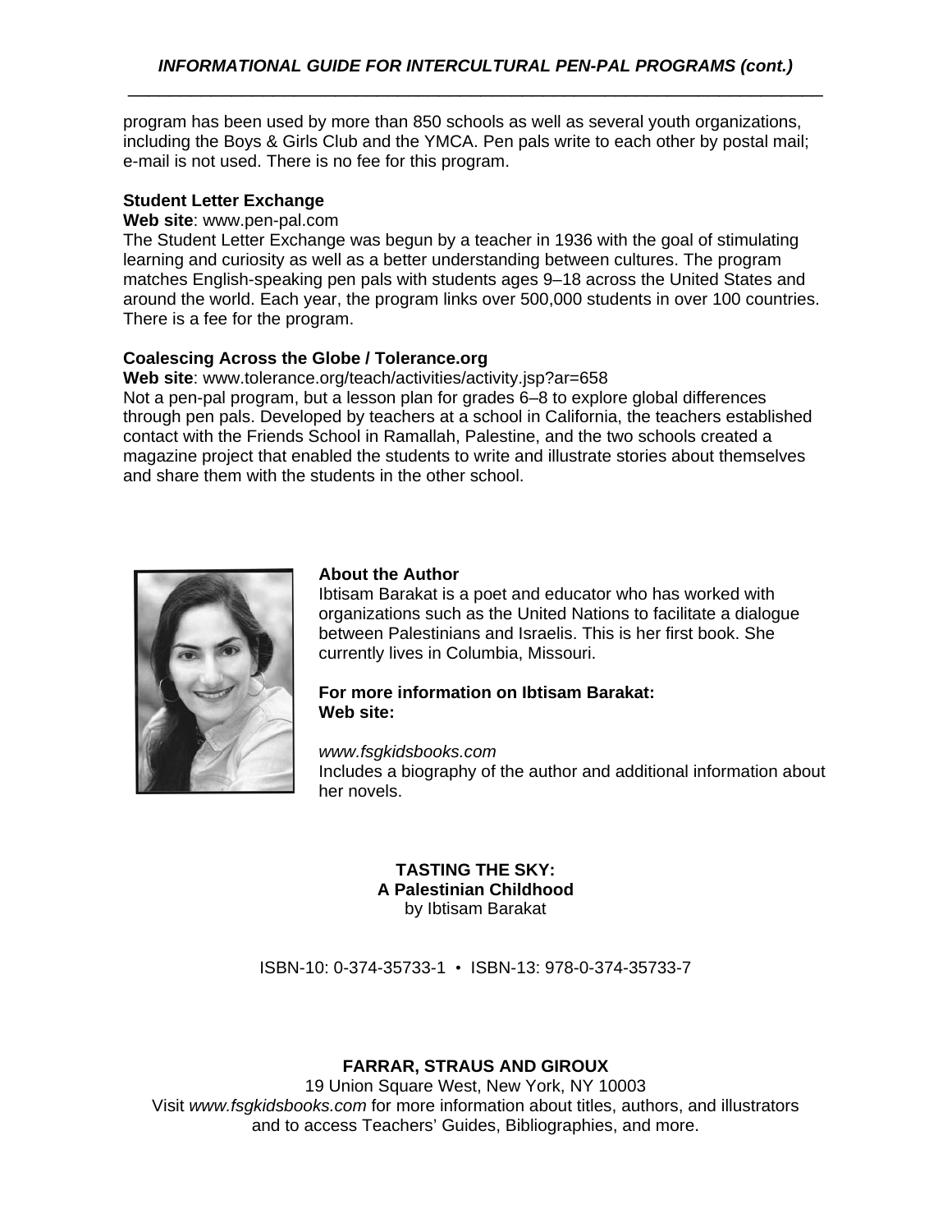program has been used by more than 850 schools as well as several youth organizations, including the Boys & Girls Club and the YMCA. Pen pals write to each other by postal mail; e-mail is not used. There is no fee for this program.

**Student Letter Exchange**
**Web site**: www.pen-pal.com
The Student Letter Exchange was begun by a teacher in 1936 with the goal of stimulating learning and curiosity as well as a better understanding between cultures. The program matches English-speaking pen pals with students ages 9–18 across the United States and around the world. Each year, the program links over 500,000 students in over 100 countries. There is a fee for the program.

**Coalescing Across the Globe / Tolerance.org**
**Web site**: www.tolerance.org/teach/activities/activity.jsp?ar=658
Not a pen-pal program, but a lesson plan for grades 6–8 to explore global differences through pen pals. Developed by teachers at a school in California, the teachers established contact with the Friends School in Ramallah, Palestine, and the two schools created a magazine project that enabled the students to write and illustrate stories about themselves and share them with the students in the other school.

**About the Author**
Ibtisam Barakat is a poet and educator who has worked with organizations such as the United Nations to facilitate a dialogue between Palestinians and Israelis. This is her first book. She currently lives in Columbia, Missouri.

**For more information on Ibtisam Barakat:**
**Web site:**

*www.fsgkidsbooks.com*
Includes a biography of the author and additional information about her novels.

**TASTING THE SKY:**
**A Palestinian Childhood**
by Ibtisam Barakat

ISBN-10: 0-374-35733-1 • ISBN-13: 978-0-374-35733-7

**FARRAR, STRAUS AND GIROUX**
19 Union Square West, New York, NY 10003
Visit *www.fsgkidsbooks.com* for more information about titles, authors, and illustrators and to access Teachers' Guides, Bibliographies, and more.